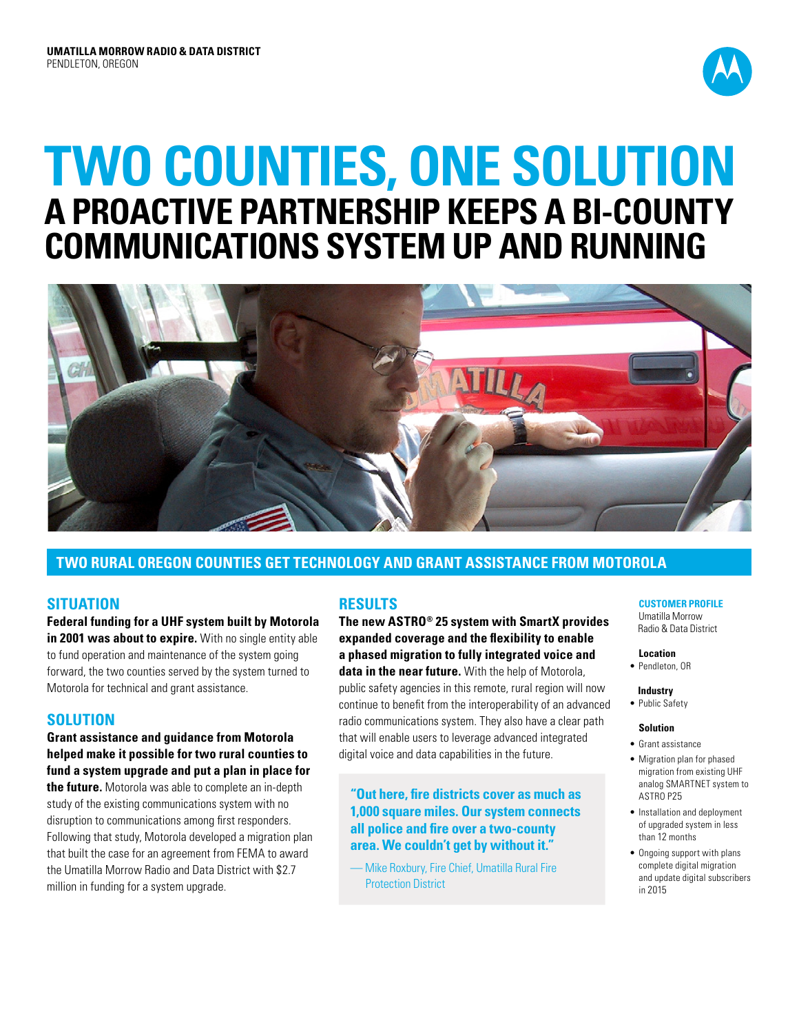**UMATILLA MORROW RADIO & DATA DISTRICT**
PENDLETON, OREGON

# TWO COUNTIES, ONE SOLUTION

## A PROACTIVE PARTNERSHIP KEEPS A BI-COUNTY COMMUNICATIONS SYSTEM UP AND RUNNING

### TWO RURAL OREGON COUNTIES GET TECHNOLOGY AND GRANT ASSISTANCE FROM MOTOROLA

### SITUATION

**Federal funding for a UHF system built by Motorola in 2001 was about to expire.** With no single entity able to fund operation and maintenance of the system going forward, the two counties served by the system turned to Motorola for technical and grant assistance.

### SOLUTION

**Grant assistance and guidance from Motorola helped make it possible for two rural counties to fund a system upgrade and put a plan in place for the future.** Motorola was able to complete an in-depth study of the existing communications system with no disruption to communications among first responders. Following that study, Motorola developed a migration plan that built the case for an agreement from FEMA to award the Umatilla Morrow Radio and Data District with $2.7 million in funding for a system upgrade.

### RESULTS

**The new ASTRO® 25 system with SmartX provides expanded coverage and the flexibility to enable a phased migration to fully integrated voice and data in the near future.** With the help of Motorola, public safety agencies in this remote, rural region will now continue to benefit from the interoperability of an advanced radio communications system. They also have a clear path that will enable users to leverage advanced integrated digital voice and data capabilities in the future.

> **"Out here, fire districts cover as much as 1,000 square miles. Our system connects all police and fire over a two-county area. We couldn't get by without it."**
>
> — Mike Roxbury, Fire Chief, Umatilla Rural Fire Protection District

#### CUSTOMER PROFILE

Umatilla Morrow Radio & Data District

**Location**

- Pendleton, OR

**Industry**

- Public Safety

**Solution**

- Grant assistance
- Migration plan for phased migration from existing UHF analog SMARTNET system to ASTRO P25
- Installation and deployment of upgraded system in less than 12 months
- Ongoing support with plans complete digital migration and update digital subscribers in 2015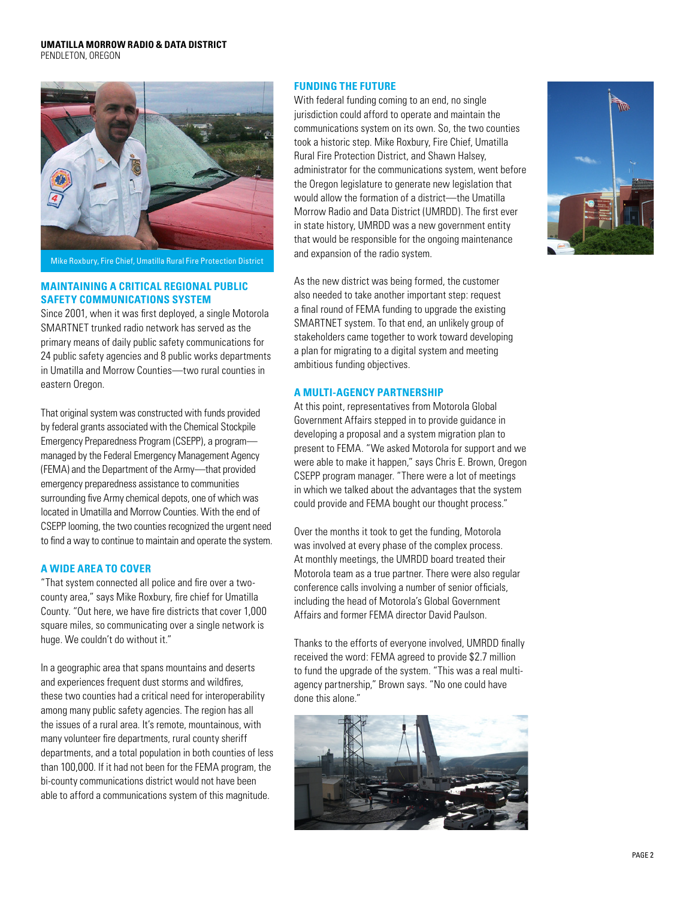Mike Roxbury, Fire Chief, Umatilla Rural Fire Protection District

## MAINTAINING A CRITICAL REGIONAL PUBLIC SAFETY COMMUNICATIONS SYSTEM

Since 2001, when it was first deployed, a single Motorola SMARTNET trunked radio network has served as the primary means of daily public safety communications for 24 public safety agencies and 8 public works departments in Umatilla and Morrow Counties—two rural counties in eastern Oregon.

That original system was constructed with funds provided by federal grants associated with the Chemical Stockpile Emergency Preparedness Program (CSEPP), a program—managed by the Federal Emergency Management Agency (FEMA) and the Department of the Army—that provided emergency preparedness assistance to communities surrounding five Army chemical depots, one of which was located in Umatilla and Morrow Counties. With the end of CSEPP looming, the two counties recognized the urgent need to find a way to continue to maintain and operate the system.

## A WIDE AREA TO COVER

"That system connected all police and fire over a two-county area," says Mike Roxbury, fire chief for Umatilla County. "Out here, we have fire districts that cover 1,000 square miles, so communicating over a single network is huge. We couldn't do without it."

In a geographic area that spans mountains and deserts and experiences frequent dust storms and wildfires, these two counties had a critical need for interoperability among many public safety agencies. The region has all the issues of a rural area. It's remote, mountainous, with many volunteer fire departments, rural county sheriff departments, and a total population in both counties of less than 100,000. If it had not been for the FEMA program, the bi-county communications district would not have been able to afford a communications system of this magnitude.

## FUNDING THE FUTURE

With federal funding coming to an end, no single jurisdiction could afford to operate and maintain the communications system on its own. So, the two counties took a historic step. Mike Roxbury, Fire Chief, Umatilla Rural Fire Protection District, and Shawn Halsey, administrator for the communications system, went before the Oregon legislature to generate new legislation that would allow the formation of a district—the Umatilla Morrow Radio and Data District (UMRDD). The first ever in state history, UMRDD was a new government entity that would be responsible for the ongoing maintenance and expansion of the radio system.

As the new district was being formed, the customer also needed to take another important step: request a final round of FEMA funding to upgrade the existing SMARTNET system. To that end, an unlikely group of stakeholders came together to work toward developing a plan for migrating to a digital system and meeting ambitious funding objectives.

## A MULTI-AGENCY PARTNERSHIP

At this point, representatives from Motorola Global Government Affairs stepped in to provide guidance in developing a proposal and a system migration plan to present to FEMA. "We asked Motorola for support and we were able to make it happen," says Chris E. Brown, Oregon CSEPP program manager. "There were a lot of meetings in which we talked about the advantages that the system could provide and FEMA bought our thought process."

Over the months it took to get the funding, Motorola was involved at every phase of the complex process. At monthly meetings, the UMRDD board treated their Motorola team as a true partner. There were also regular conference calls involving a number of senior officials, including the head of Motorola's Global Government Affairs and former FEMA director David Paulson.

Thanks to the efforts of everyone involved, UMRDD finally received the word: FEMA agreed to provide $2.7 million to fund the upgrade of the system. "This was a real multi-agency partnership," Brown says. "No one could have done this alone."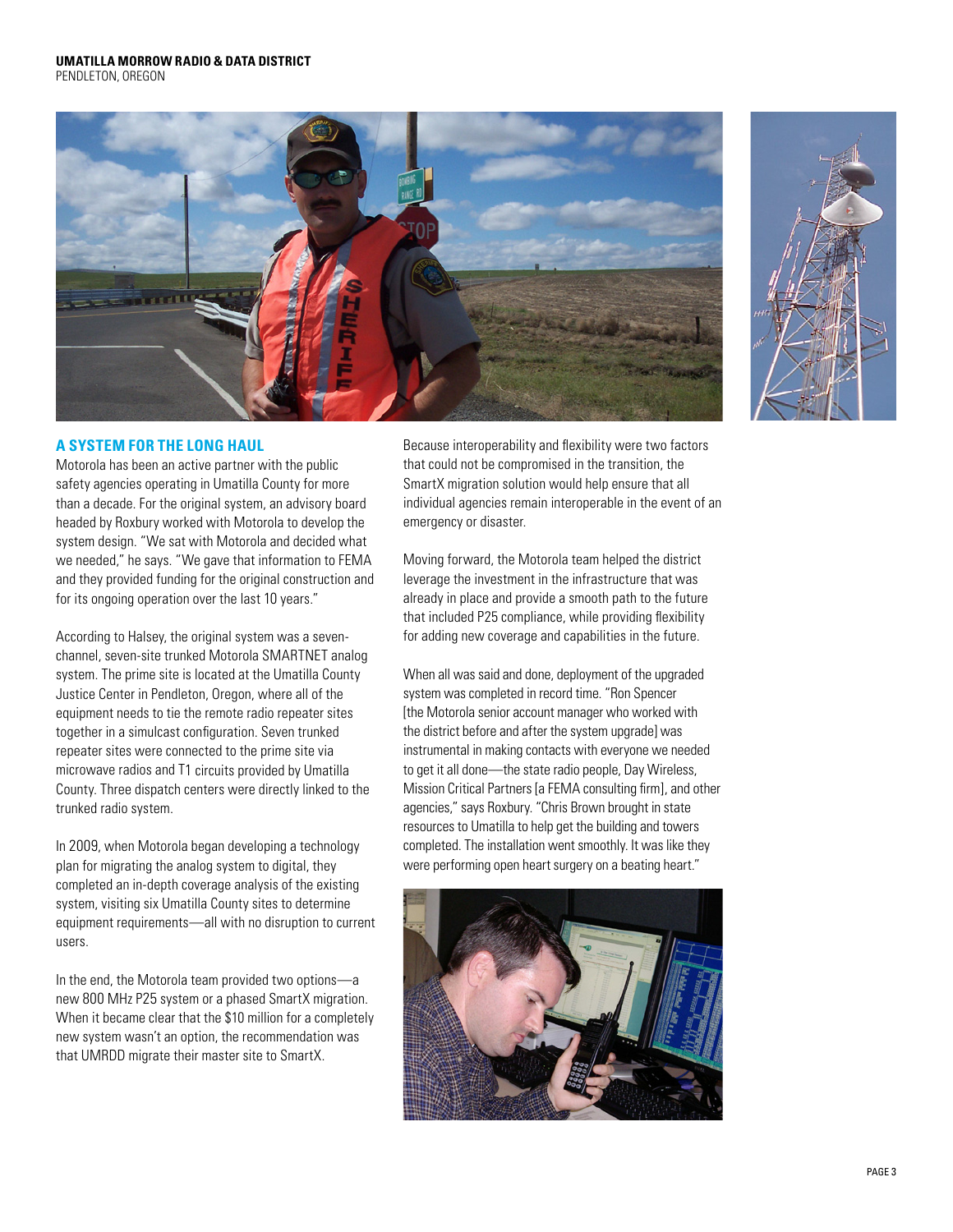## A SYSTEM FOR THE LONG HAUL

Motorola has been an active partner with the public safety agencies operating in Umatilla County for more than a decade. For the original system, an advisory board headed by Roxbury worked with Motorola to develop the system design. "We sat with Motorola and decided what we needed," he says. "We gave that information to FEMA and they provided funding for the original construction and for its ongoing operation over the last 10 years."

According to Halsey, the original system was a seven-channel, seven-site trunked Motorola SMARTNET analog system. The prime site is located at the Umatilla County Justice Center in Pendleton, Oregon, where all of the equipment needs to tie the remote radio repeater sites together in a simulcast configuration. Seven trunked repeater sites were connected to the prime site via microwave radios and T1 circuits provided by Umatilla County. Three dispatch centers were directly linked to the trunked radio system.

In 2009, when Motorola began developing a technology plan for migrating the analog system to digital, they completed an in-depth coverage analysis of the existing system, visiting six Umatilla County sites to determine equipment requirements—all with no disruption to current users.

In the end, the Motorola team provided two options—a new 800 MHz P25 system or a phased SmartX migration. When it became clear that the $10 million for a completely new system wasn't an option, the recommendation was that UMRDD migrate their master site to SmartX.

Because interoperability and flexibility were two factors that could not be compromised in the transition, the SmartX migration solution would help ensure that all individual agencies remain interoperable in the event of an emergency or disaster.

Moving forward, the Motorola team helped the district leverage the investment in the infrastructure that was already in place and provide a smooth path to the future that included P25 compliance, while providing flexibility for adding new coverage and capabilities in the future.

When all was said and done, deployment of the upgraded system was completed in record time. "Ron Spencer [the Motorola senior account manager who worked with the district before and after the system upgrade] was instrumental in making contacts with everyone we needed to get it all done—the state radio people, Day Wireless, Mission Critical Partners [a FEMA consulting firm], and other agencies," says Roxbury. "Chris Brown brought in state resources to Umatilla to help get the building and towers completed. The installation went smoothly. It was like they were performing open heart surgery on a beating heart."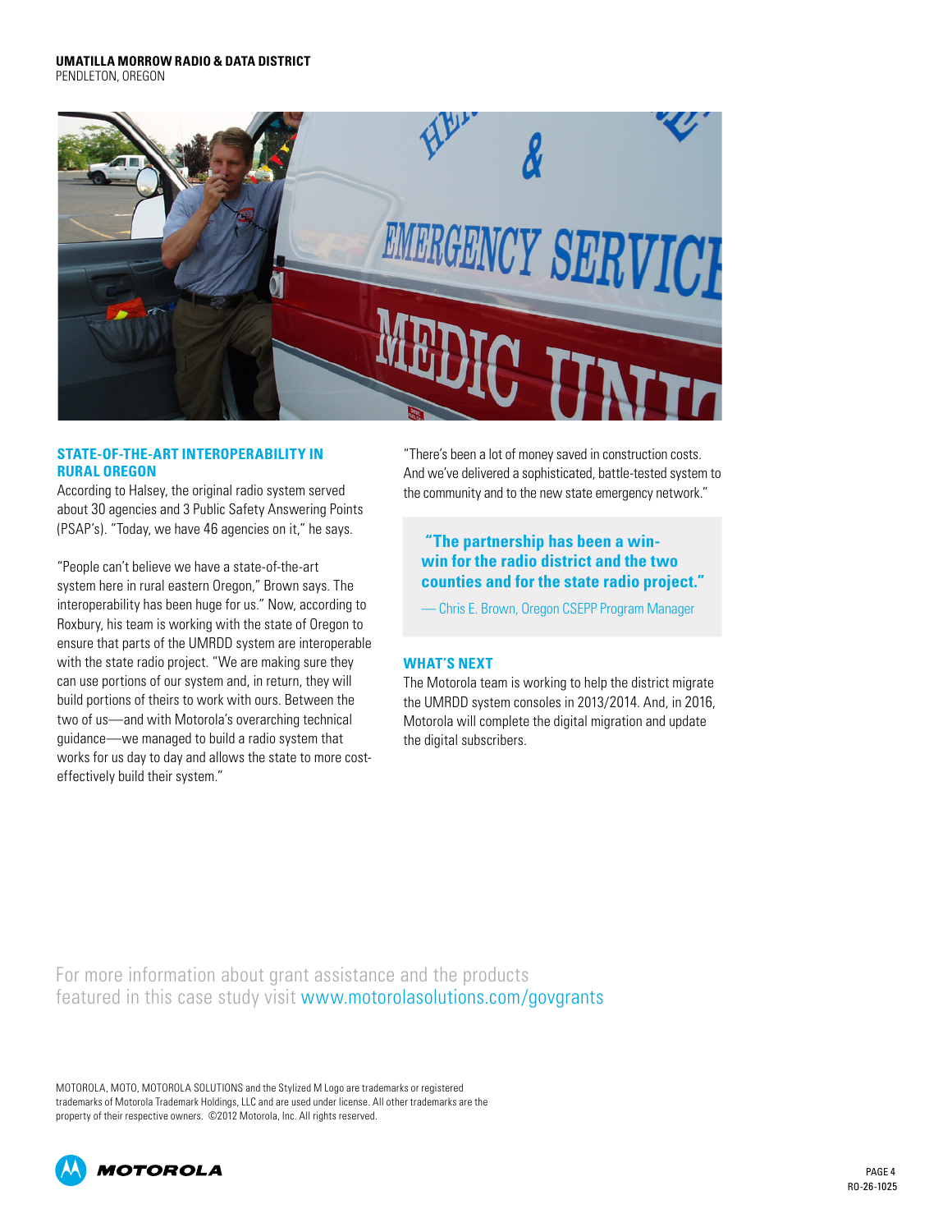**UMATILLA MORROW RADIO & DATA DISTRICT**
PENDLETON, OREGON

## STATE-OF-THE-ART INTEROPERABILITY IN RURAL OREGON

According to Halsey, the original radio system served about 30 agencies and 3 Public Safety Answering Points (PSAP's). "Today, we have 46 agencies on it," he says.

"People can't believe we have a state-of-the-art system here in rural eastern Oregon," Brown says. The interoperability has been huge for us." Now, according to Roxbury, his team is working with the state of Oregon to ensure that parts of the UMRDD system are interoperable with the state radio project. "We are making sure they can use portions of our system and, in return, they will build portions of theirs to work with ours. Between the two of us—and with Motorola's overarching technical guidance—we managed to build a radio system that works for us day to day and allows the state to more cost-effectively build their system."

"There's been a lot of money saved in construction costs. And we've delivered a sophisticated, battle-tested system to the community and to the new state emergency network."

> **"The partnership has been a win-win for the radio district and the two counties and for the state radio project."**
>
> — Chris E. Brown, Oregon CSEPP Program Manager

## WHAT'S NEXT

The Motorola team is working to help the district migrate the UMRDD system consoles in 2013/2014. And, in 2016, Motorola will complete the digital migration and update the digital subscribers.

For more information about grant assistance and the products featured in this case study visit www.motorolasolutions.com/govgrants

MOTOROLA, MOTO, MOTOROLA SOLUTIONS and the Stylized M Logo are trademarks or registered trademarks of Motorola Trademark Holdings, LLC and are used under license. All other trademarks are the property of their respective owners. ©2012 Motorola, Inc. All rights reserved.

MOTOROLA

RO-26-1025